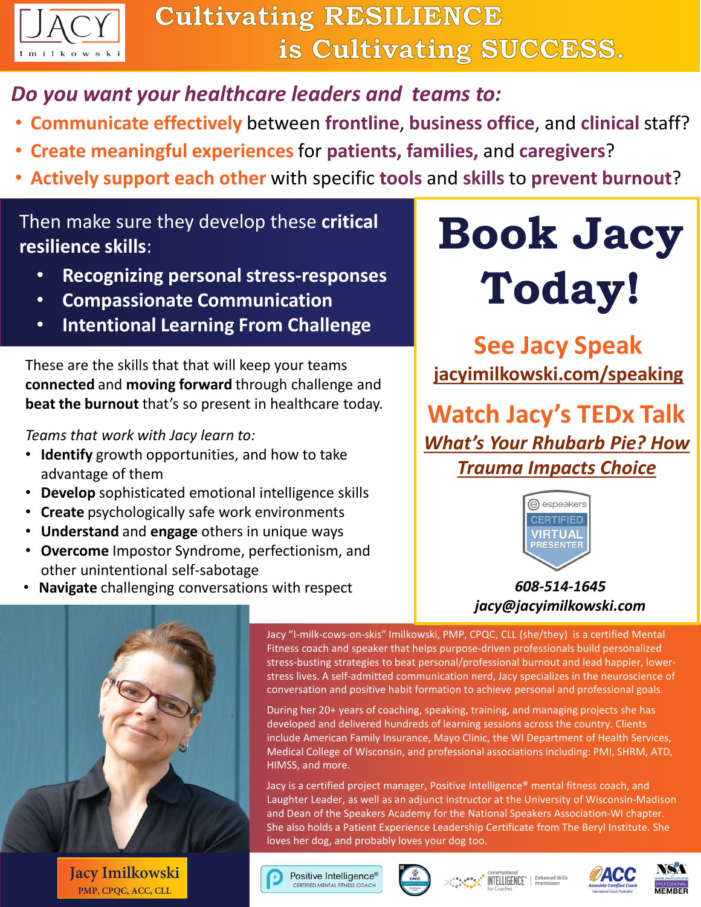JACY Imilkowski

# Cultivating RESILIENCE is Cultivating SUCCESS.

## *Do you want your healthcare leaders and teams to:*

- **Communicate effectively** between **frontline**, **business office**, and **clinical** staff?
- **Create meaningful experiences** for **patients, families,** and **caregivers**?
- **Actively support each other** with specific **tools** and **skills** to **prevent burnout**?

Then make sure they develop these **critical resilience skills**:

- **Recognizing personal stress-responses**
- **Compassionate Communication**
- **Intentional Learning From Challenge**

These are the skills that that will keep your teams **connected** and **moving forward** through challenge and **beat the burnout** that's so present in healthcare today.

*Teams that work with Jacy learn to:*

- **Identify** growth opportunities, and how to take advantage of them
- **Develop** sophisticated emotional intelligence skills
- **Create** psychologically safe work environments
- **Understand** and **engage** others in unique ways
- **Overcome** Impostor Syndrome, perfectionism, and other unintentional self-sabotage
- **Navigate** challenging conversations with respect

# Book Jacy Today!

## See Jacy Speak

jacyimilkowski.com/speaking

## Watch Jacy's TEDx Talk

***What's Your Rhubarb Pie? How Trauma Impacts Choice***

espeakers CERTIFIED VIRTUAL PRESENTER

***608-514-1645***

***jacy@jacyimilkowski.com***

Jacy "I-milk-cows-on-skis" Imilkowski, PMP, CPQC, CLL (she/they) is a certified Mental Fitness coach and speaker that helps purpose-driven professionals build personalized stress-busting strategies to beat personal/professional burnout and lead happier, lower-stress lives. A self-admitted communication nerd, Jacy specializes in the neuroscience of conversation and positive habit formation to achieve personal and professional goals.

During her 20+ years of coaching, speaking, training, and managing projects she has developed and delivered hundreds of learning sessions across the country. Clients include American Family Insurance, Mayo Clinic, the WI Department of Health Services, Medical College of Wisconsin, and professional associations including: PMI, SHRM, ATD, HIMSS, and more.

Jacy is a certified project manager, Positive Intelligence® mental fitness coach, and Laughter Leader, as well as an adjunct instructor at the University of Wisconsin-Madison and Dean of the Speakers Academy for the National Speakers Association-WI chapter. She also holds a Patient Experience Leadership Certificate from The Beryl Institute. She loves her dog, and probably loves your dog too.

**Jacy Imilkowski**
PMP, CPQC, ACC, CLL

Positive Intelligence® CERTIFIED MENTAL FITNESS COACH | CPCC | Conversational INTELLIGENCE® for Coaches – Enhanced Skills Practitioner | ACC Associate Certified Coach – International Coach Federation | NSA National Speakers Association PROFESSIONAL MEMBER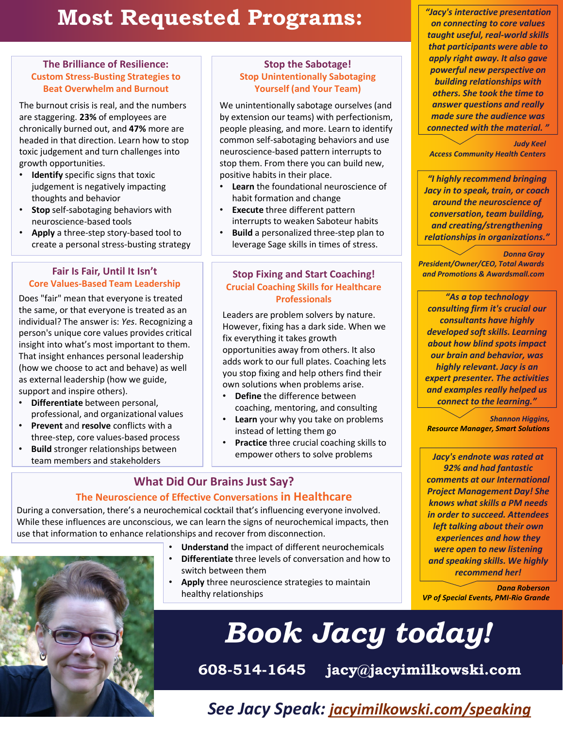# Most Requested Programs:

### The Brilliance of Resilience:
**Custom Stress-Busting Strategies to Beat Overwhelm and Burnout**

The burnout crisis is real, and the numbers are staggering. **23%** of employees are chronically burned out, and **47%** more are headed in that direction. Learn how to stop toxic judgement and turn challenges into growth opportunities.

- **Identify** specific signs that toxic judgement is negatively impacting thoughts and behavior
- **Stop** self-sabotaging behaviors with neuroscience-based tools
- **Apply** a three-step story-based tool to create a personal stress-busting strategy

### Stop the Sabotage!
**Stop Unintentionally Sabotaging Yourself (and Your Team)**

We unintentionally sabotage ourselves (and by extension our teams) with perfectionism, people pleasing, and more. Learn to identify common self-sabotaging behaviors and use neuroscience-based pattern interrupts to stop them. From there you can build new, positive habits in their place.

- **Learn** the foundational neuroscience of habit formation and change
- **Execute** three different pattern interrupts to weaken Saboteur habits
- **Build** a personalized three-step plan to leverage Sage skills in times of stress.

### Fair Is Fair, Until It Isn't
**Core Values-Based Team Leadership**

Does "fair" mean that everyone is treated the same, or that everyone is treated as an individual? The answer is: *Yes*. Recognizing a person's unique core values provides critical insight into what's most important to them. That insight enhances personal leadership (how we choose to act and behave) as well as external leadership (how we guide, support and inspire others).

- **Differentiate** between personal, professional, and organizational values
- **Prevent** and **resolve** conflicts with a three-step, core values-based process
- **Build** stronger relationships between team members and stakeholders

### Stop Fixing and Start Coaching!
**Crucial Coaching Skills for Healthcare Professionals**

Leaders are problem solvers by nature. However, fixing has a dark side. When we fix everything it takes growth opportunities away from others. It also adds work to our full plates. Coaching lets you stop fixing and help others find their own solutions when problems arise.

- **Define** the difference between coaching, mentoring, and consulting
- **Learn** your why you take on problems instead of letting them go
- **Practice** three crucial coaching skills to empower others to solve problems

### What Did Our Brains Just Say?
**The Neuroscience of Effective Conversations in Healthcare**

During a conversation, there's a neurochemical cocktail that's influencing everyone involved. While these influences are unconscious, we can learn the signs of neurochemical impacts, then use that information to enhance relationships and recover from disconnection.

- **Understand** the impact of different neurochemicals
- **Differentiate** three levels of conversation and how to switch between them
- **Apply** three neuroscience strategies to maintain healthy relationships

*"Jacy's interactive presentation on connecting to core values taught useful, real-world skills that participants were able to apply right away. It also gave powerful new perspective on building relationships with others. She took the time to answer questions and really made sure the audience was connected with the material."*

*Judy Keel*
*Access Community Health Centers*

*"I highly recommend bringing Jacy in to speak, train, or coach around the neuroscience of conversation, team building, and creating/strengthening relationships in organizations."*

*Donna Gray*
*President/Owner/CEO, Total Awards and Promotions & Awardsmall.com*

*"As a top technology consulting firm it's crucial our consultants have highly developed soft skills. Learning about how blind spots impact our brain and behavior, was highly relevant. Jacy is an expert presenter. The activities and examples really helped us connect to the learning."*

*Shannon Higgins,*
*Resource Manager, Smart Solutions*

*Jacy's endnote was rated at 92% and had fantastic comments at our International Project Management Day! She knows what skills a PM needs in order to succeed. Attendees left talking about their own experiences and how they were open to new listening and speaking skills. We highly recommend her!*

*Dana Roberson*
*VP of Special Events, PMI-Rio Grande*

# *Book Jacy today!*

**608-514-1645 jacy@jacyimilkowski.com**

***See Jacy Speak: jacyimilkowski.com/speaking***